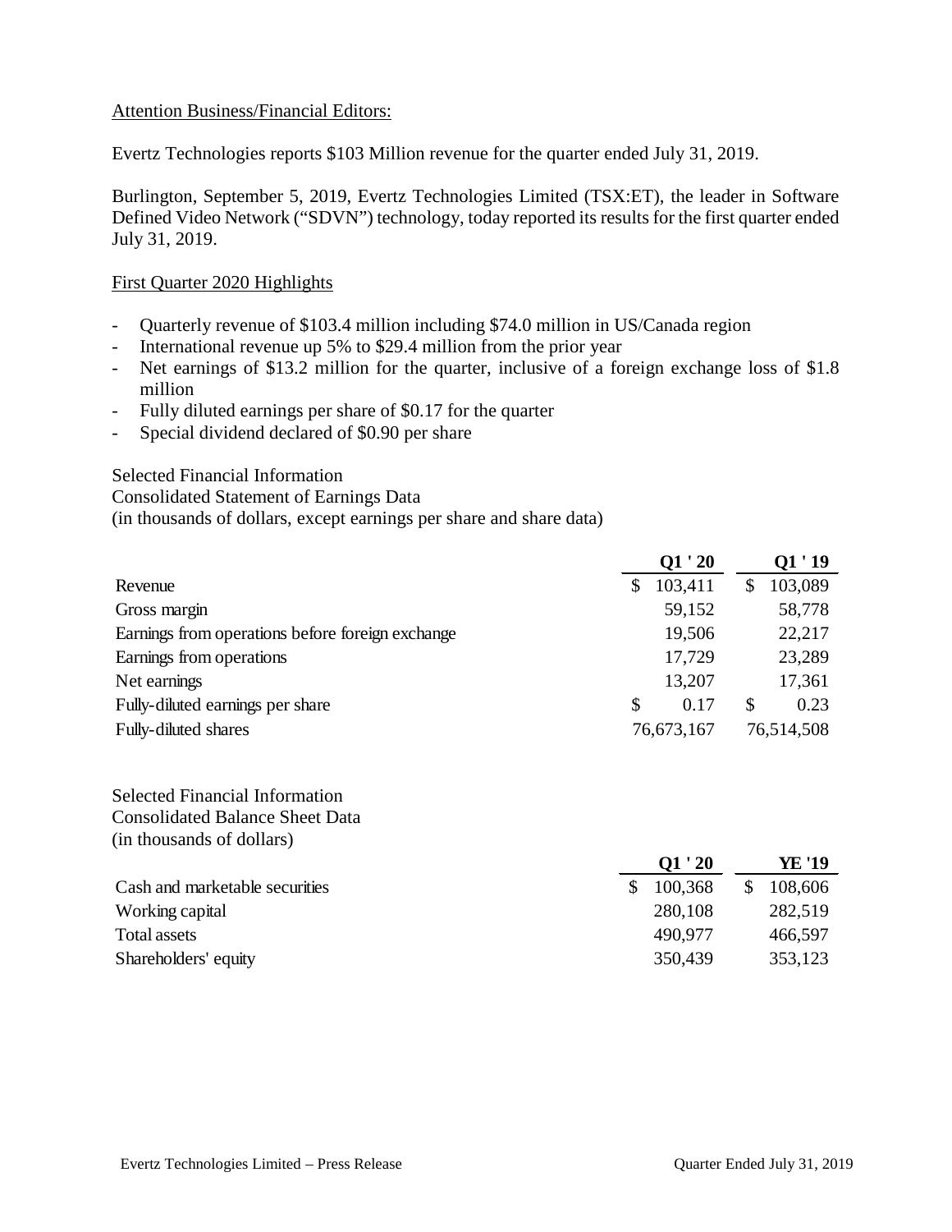Attention Business/Financial Editors:

Evertz Technologies reports $103 Million revenue for the quarter ended July 31, 2019.

Burlington, September 5, 2019, Evertz Technologies Limited (TSX:ET), the leader in Software Defined Video Network ("SDVN") technology, today reported its results for the first quarter ended July 31, 2019.

First Quarter 2020 Highlights

- Quarterly revenue of $103.4 million including $74.0 million in US/Canada region
- International revenue up 5% to $29.4 million from the prior year
- Net earnings of $13.2 million for the quarter, inclusive of a foreign exchange loss of $1.8 million
- Fully diluted earnings per share of $0.17 for the quarter
- Special dividend declared of $0.90 per share

Selected Financial Information
Consolidated Statement of Earnings Data
(in thousands of dollars, except earnings per share and share data)

| | Q1 ' 20 | Q1 ' 19 |
|---|---|---|
| Revenue | $ 103,411 | $ 103,089 |
| Gross margin | 59,152 | 58,778 |
| Earnings from operations before foreign exchange | 19,506 | 22,217 |
| Earnings from operations | 17,729 | 23,289 |
| Net earnings | 13,207 | 17,361 |
| Fully-diluted earnings per share | $ 0.17 | $ 0.23 |
| Fully-diluted shares | 76,673,167 | 76,514,508 |

Selected Financial Information
Consolidated Balance Sheet Data
(in thousands of dollars)

| | Q1 ' 20 | YE '19 |
|---|---|---|
| Cash and marketable securities | $ 100,368 | $ 108,606 |
| Working capital | 280,108 | 282,519 |
| Total assets | 490,977 | 466,597 |
| Shareholders' equity | 350,439 | 353,123 |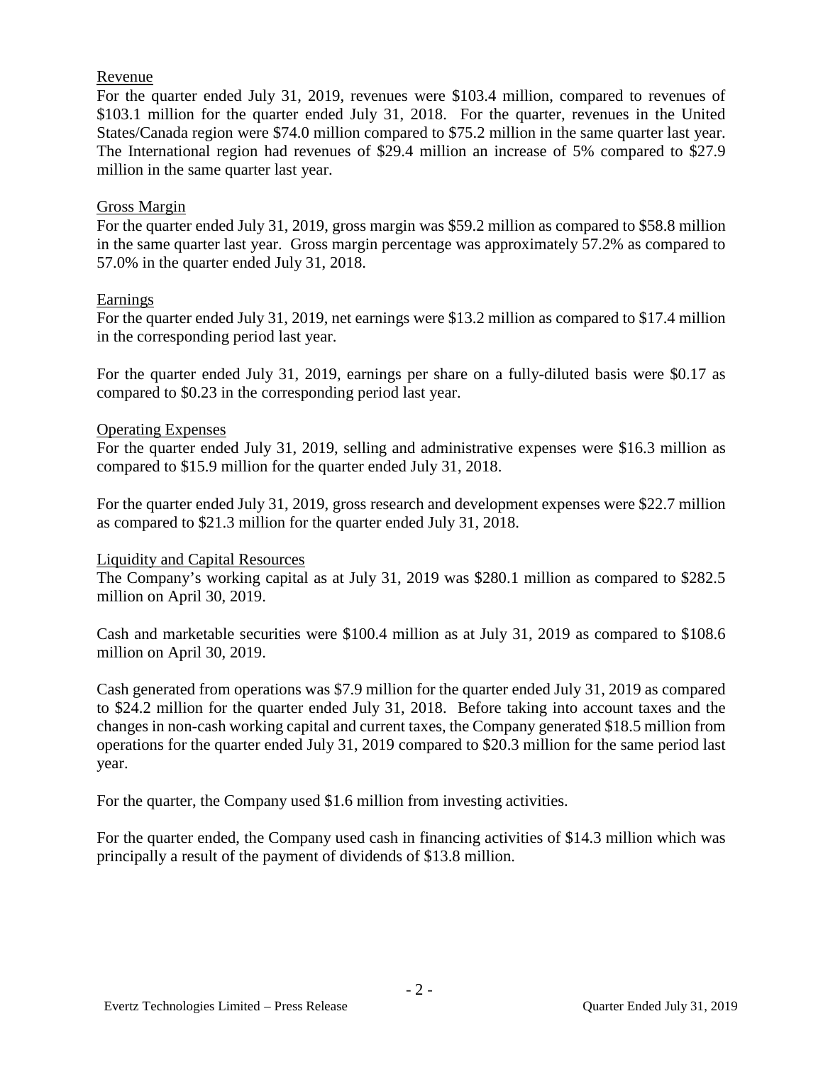## Revenue

For the quarter ended July 31, 2019, revenues were $103.4 million, compared to revenues of $103.1 million for the quarter ended July 31, 2018. For the quarter, revenues in the United States/Canada region were $74.0 million compared to $75.2 million in the same quarter last year. The International region had revenues of $29.4 million an increase of 5% compared to $27.9 million in the same quarter last year.

## Gross Margin

For the quarter ended July 31, 2019, gross margin was $59.2 million as compared to $58.8 million in the same quarter last year. Gross margin percentage was approximately 57.2% as compared to 57.0% in the quarter ended July 31, 2018.

## Earnings

For the quarter ended July 31, 2019, net earnings were $13.2 million as compared to $17.4 million in the corresponding period last year.

For the quarter ended July 31, 2019, earnings per share on a fully-diluted basis were $0.17 as compared to $0.23 in the corresponding period last year.

## Operating Expenses

For the quarter ended July 31, 2019, selling and administrative expenses were $16.3 million as compared to $15.9 million for the quarter ended July 31, 2018.

For the quarter ended July 31, 2019, gross research and development expenses were $22.7 million as compared to $21.3 million for the quarter ended July 31, 2018.

## Liquidity and Capital Resources

The Company's working capital as at July 31, 2019 was $280.1 million as compared to $282.5 million on April 30, 2019.

Cash and marketable securities were $100.4 million as at July 31, 2019 as compared to $108.6 million on April 30, 2019.

Cash generated from operations was $7.9 million for the quarter ended July 31, 2019 as compared to $24.2 million for the quarter ended July 31, 2018. Before taking into account taxes and the changes in non-cash working capital and current taxes, the Company generated $18.5 million from operations for the quarter ended July 31, 2019 compared to $20.3 million for the same period last year.

For the quarter, the Company used $1.6 million from investing activities.

For the quarter ended, the Company used cash in financing activities of $14.3 million which was principally a result of the payment of dividends of $13.8 million.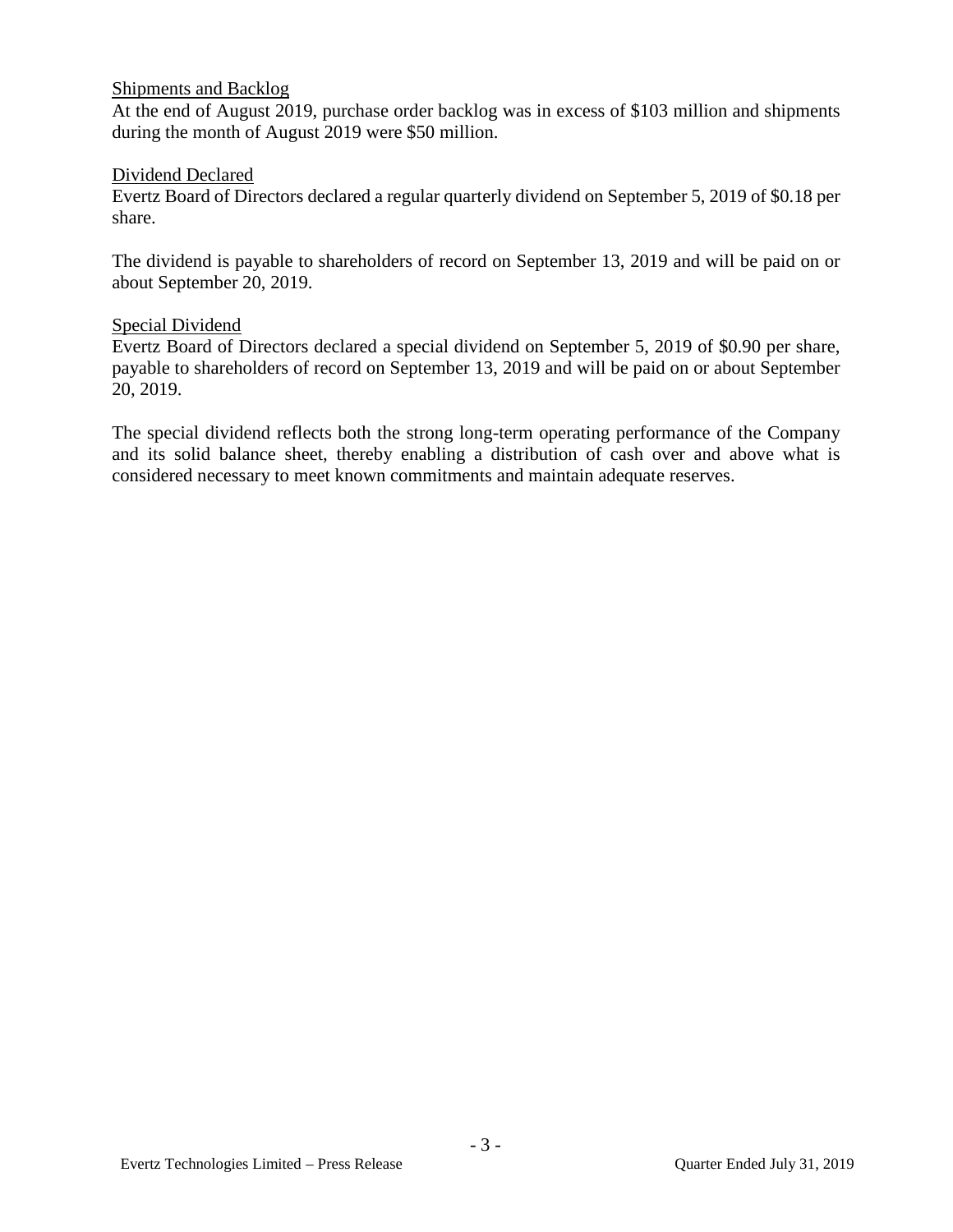<u>Shipments and Backlog</u>

At the end of August 2019, purchase order backlog was in excess of $103 million and shipments during the month of August 2019 were $50 million.

<u>Dividend Declared</u>

Evertz Board of Directors declared a regular quarterly dividend on September 5, 2019 of $0.18 per share.

The dividend is payable to shareholders of record on September 13, 2019 and will be paid on or about September 20, 2019.

<u>Special Dividend</u>

Evertz Board of Directors declared a special dividend on September 5, 2019 of $0.90 per share, payable to shareholders of record on September 13, 2019 and will be paid on or about September 20, 2019.

The special dividend reflects both the strong long-term operating performance of the Company and its solid balance sheet, thereby enabling a distribution of cash over and above what is considered necessary to meet known commitments and maintain adequate reserves.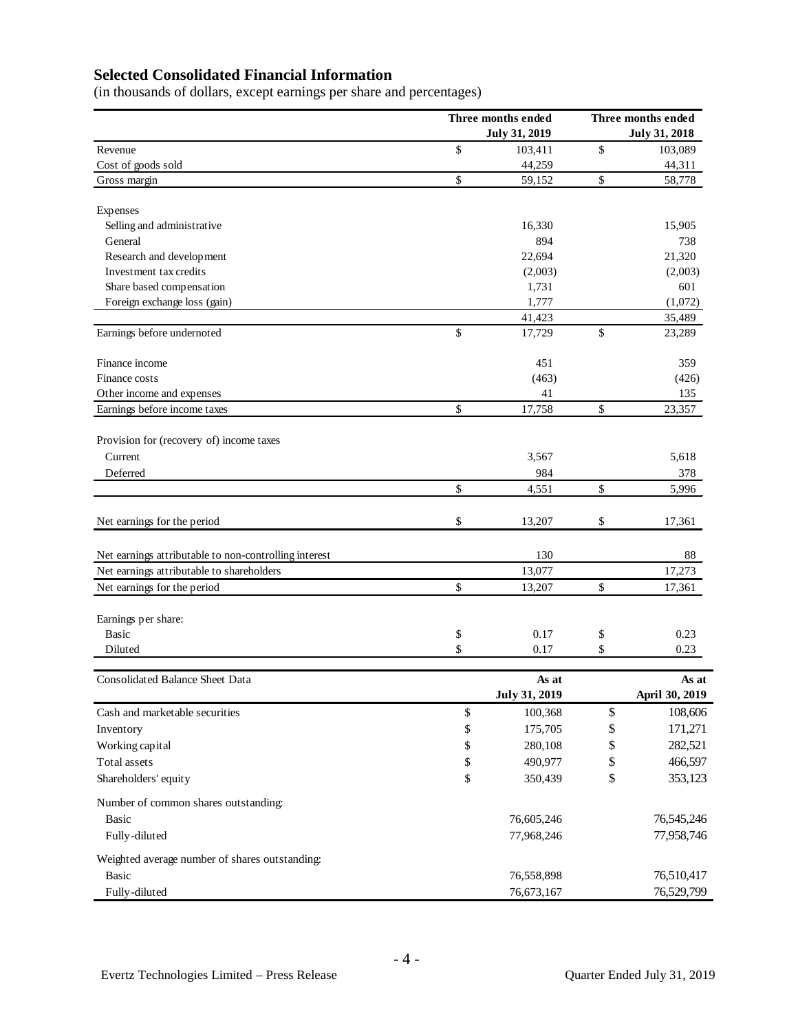## Selected Consolidated Financial Information

(in thousands of dollars, except earnings per share and percentages)

| | Three months ended July 31, 2019 | Three months ended July 31, 2018 |
|---|---|---|
| Revenue | $ 103,411 | $ 103,089 |
| Cost of goods sold | 44,259 | 44,311 |
| Gross margin | $ 59,152 | $ 58,778 |
| | | |
| Expenses | | |
| Selling and administrative | 16,330 | 15,905 |
| General | 894 | 738 |
| Research and development | 22,694 | 21,320 |
| Investment tax credits | (2,003) | (2,003) |
| Share based compensation | 1,731 | 601 |
| Foreign exchange loss (gain) | 1,777 | (1,072) |
| | 41,423 | 35,489 |
| Earnings before undernoted | $ 17,729 | $ 23,289 |
| | | |
| Finance income | 451 | 359 |
| Finance costs | (463) | (426) |
| Other income and expenses | 41 | 135 |
| Earnings before income taxes | $ 17,758 | $ 23,357 |
| | | |
| Provision for (recovery of) income taxes | | |
| Current | 3,567 | 5,618 |
| Deferred | 984 | 378 |
| | $ 4,551 | $ 5,996 |
| | | |
| Net earnings for the period | $ 13,207 | $ 17,361 |
| | | |
| Net earnings attributable to non-controlling interest | 130 | 88 |
| Net earnings attributable to shareholders | 13,077 | 17,273 |
| Net earnings for the period | $ 13,207 | $ 17,361 |
| | | |
| Earnings per share: | | |
| Basic | $ 0.17 | $ 0.23 |
| Diluted | $ 0.17 | $ 0.23 |

| Consolidated Balance Sheet Data | As at July 31, 2019 | As at April 30, 2019 |
|---|---|---|
| Cash and marketable securities | $ 100,368 | $ 108,606 |
| Inventory | $ 175,705 | $ 171,271 |
| Working capital | $ 280,108 | $ 282,521 |
| Total assets | $ 490,977 | $ 466,597 |
| Shareholders' equity | $ 350,439 | $ 353,123 |
| | | |
| Number of common shares outstanding: | | |
| Basic | 76,605,246 | 76,545,246 |
| Fully-diluted | 77,968,246 | 77,958,746 |
| | | |
| Weighted average number of shares outstanding: | | |
| Basic | 76,558,898 | 76,510,417 |
| Fully-diluted | 76,673,167 | 76,529,799 |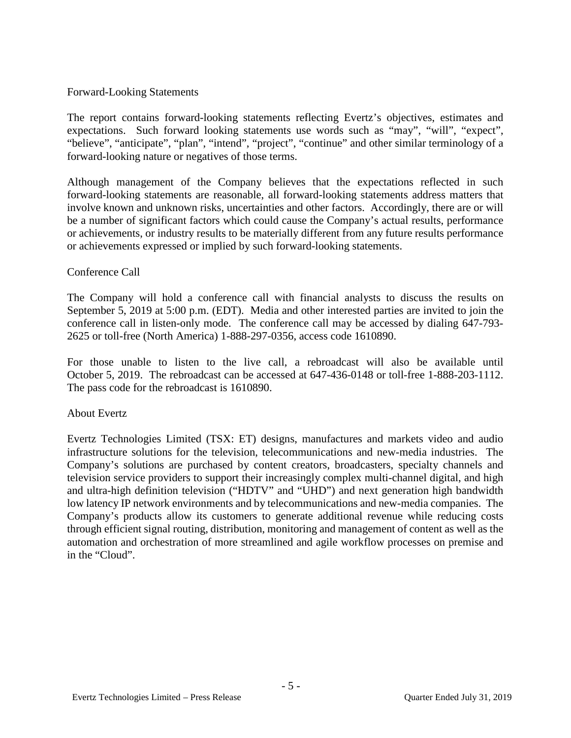## Forward-Looking Statements

The report contains forward-looking statements reflecting Evertz's objectives, estimates and expectations. Such forward looking statements use words such as "may", "will", "expect", "believe", "anticipate", "plan", "intend", "project", "continue" and other similar terminology of a forward-looking nature or negatives of those terms.

Although management of the Company believes that the expectations reflected in such forward-looking statements are reasonable, all forward-looking statements address matters that involve known and unknown risks, uncertainties and other factors. Accordingly, there are or will be a number of significant factors which could cause the Company's actual results, performance or achievements, or industry results to be materially different from any future results performance or achievements expressed or implied by such forward-looking statements.

## Conference Call

The Company will hold a conference call with financial analysts to discuss the results on September 5, 2019 at 5:00 p.m. (EDT). Media and other interested parties are invited to join the conference call in listen-only mode. The conference call may be accessed by dialing 647-793-2625 or toll-free (North America) 1-888-297-0356, access code 1610890.

For those unable to listen to the live call, a rebroadcast will also be available until October 5, 2019. The rebroadcast can be accessed at 647-436-0148 or toll-free 1-888-203-1112. The pass code for the rebroadcast is 1610890.

## About Evertz

Evertz Technologies Limited (TSX: ET) designs, manufactures and markets video and audio infrastructure solutions for the television, telecommunications and new-media industries. The Company's solutions are purchased by content creators, broadcasters, specialty channels and television service providers to support their increasingly complex multi-channel digital, and high and ultra-high definition television ("HDTV" and "UHD") and next generation high bandwidth low latency IP network environments and by telecommunications and new-media companies. The Company's products allow its customers to generate additional revenue while reducing costs through efficient signal routing, distribution, monitoring and management of content as well as the automation and orchestration of more streamlined and agile workflow processes on premise and in the "Cloud".